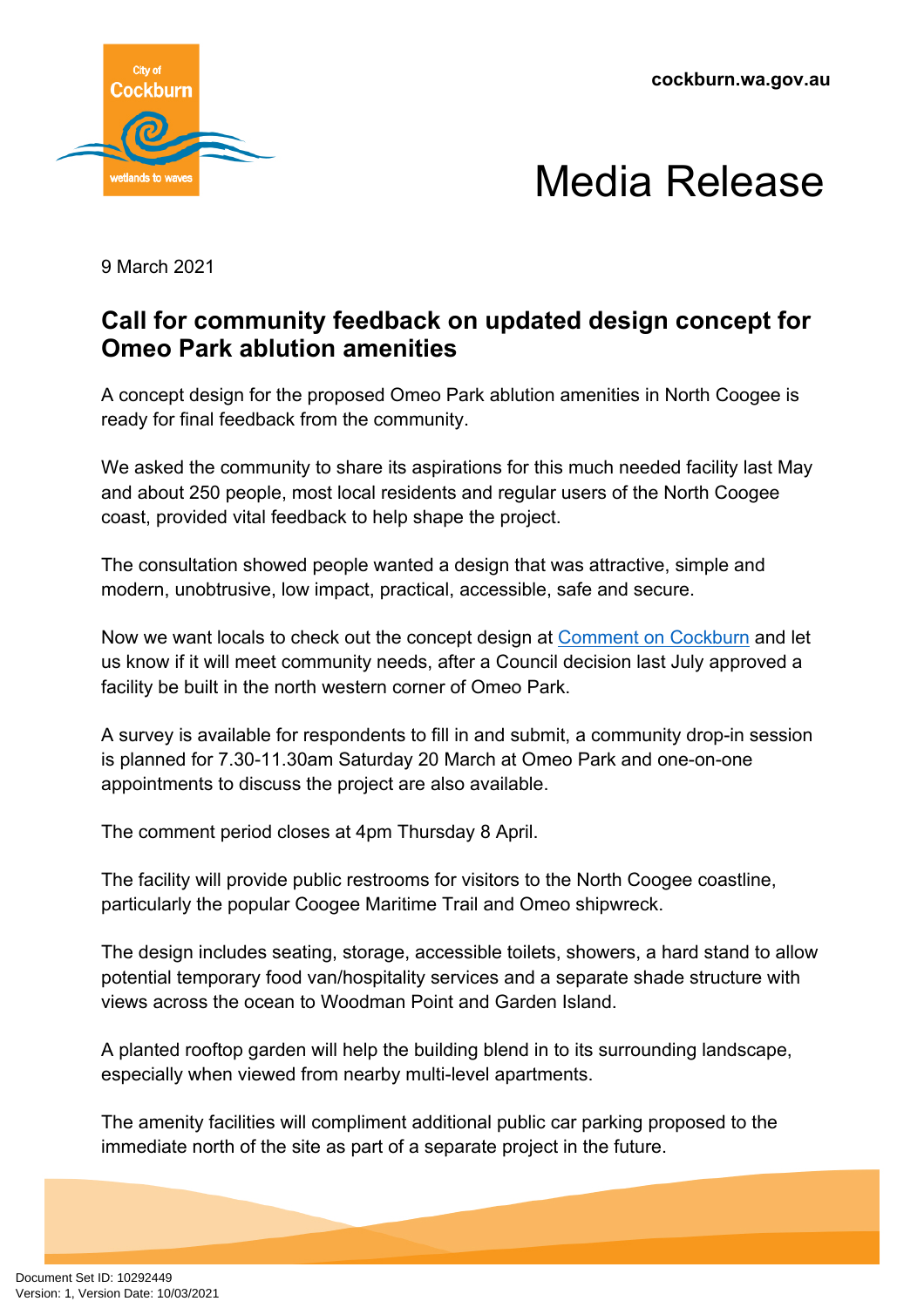cockburn.wa.gov.au

# Media Release

9 March 2021

## Call for community feedback on updated design concept for Omeo Park ablution amenities

A concept design for the proposed Omeo Park ablution amenities in North Coogee is ready for final feedback from the community.

We asked the community to share its aspirations for this much needed facility last May and about 250 people, most local residents and regular users of the North Coogee coast, provided vital feedback to help shape the project.

The consultation showed people wanted a design that was attractive, simple and modern, unobtrusive, low impact, practical, accessible, safe and secure.

Now we want locals to check out the concept design at [Comment on Cockburn] and let us know if it will meet community needs, after a Council decision last July approved a facility be built in the north western corner of Omeo Park.

A survey is available for respondents to fill in and submit, a community drop-in session is planned for 7.30-11.30am Saturday 20 March at Omeo Park and one-on-one appointments to discuss the project are also available.

The comment period closes at 4pm Thursday 8 April.

The facility will provide public restrooms for visitors to the North Coogee coastline, particularly the popular Coogee Maritime Trail and Omeo shipwreck.

The design includes seating, storage, accessible toilets, showers, a hard stand to allow potential temporary food van/hospitality services and a separate shade structure with views across the ocean to Woodman Point and Garden Island.

A planted rooftop garden will help the building blend in to its surrounding landscape, especially when viewed from nearby multi-level apartments.

The amenity facilities will compliment additional public car parking proposed to the immediate north of the site as part of a separate project in the future.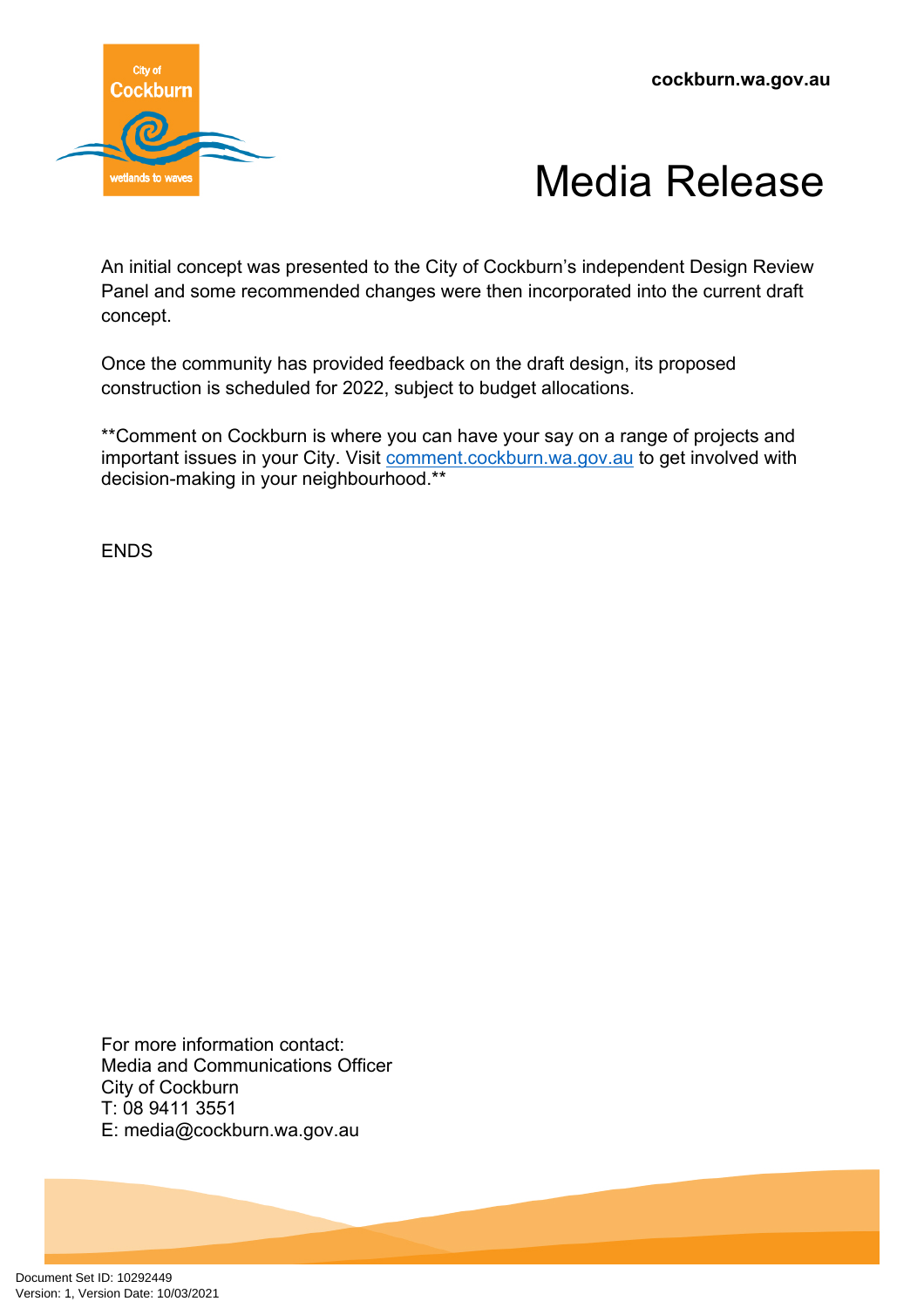An initial concept was presented to the City of Cockburn's independent Design Review Panel and some recommended changes were then incorporated into the current draft concept.

Once the community has provided feedback on the draft design, its proposed construction is scheduled for 2022, subject to budget allocations.

**Comment on Cockburn is where you can have your say on a range of projects and important issues in your City. Visit comment.cockburn.wa.gov.au to get involved with decision-making in your neighbourhood.**

ENDS

For more information contact:
Media and Communications Officer
City of Cockburn
T: 08 9411 3551
E: media@cockburn.wa.gov.au